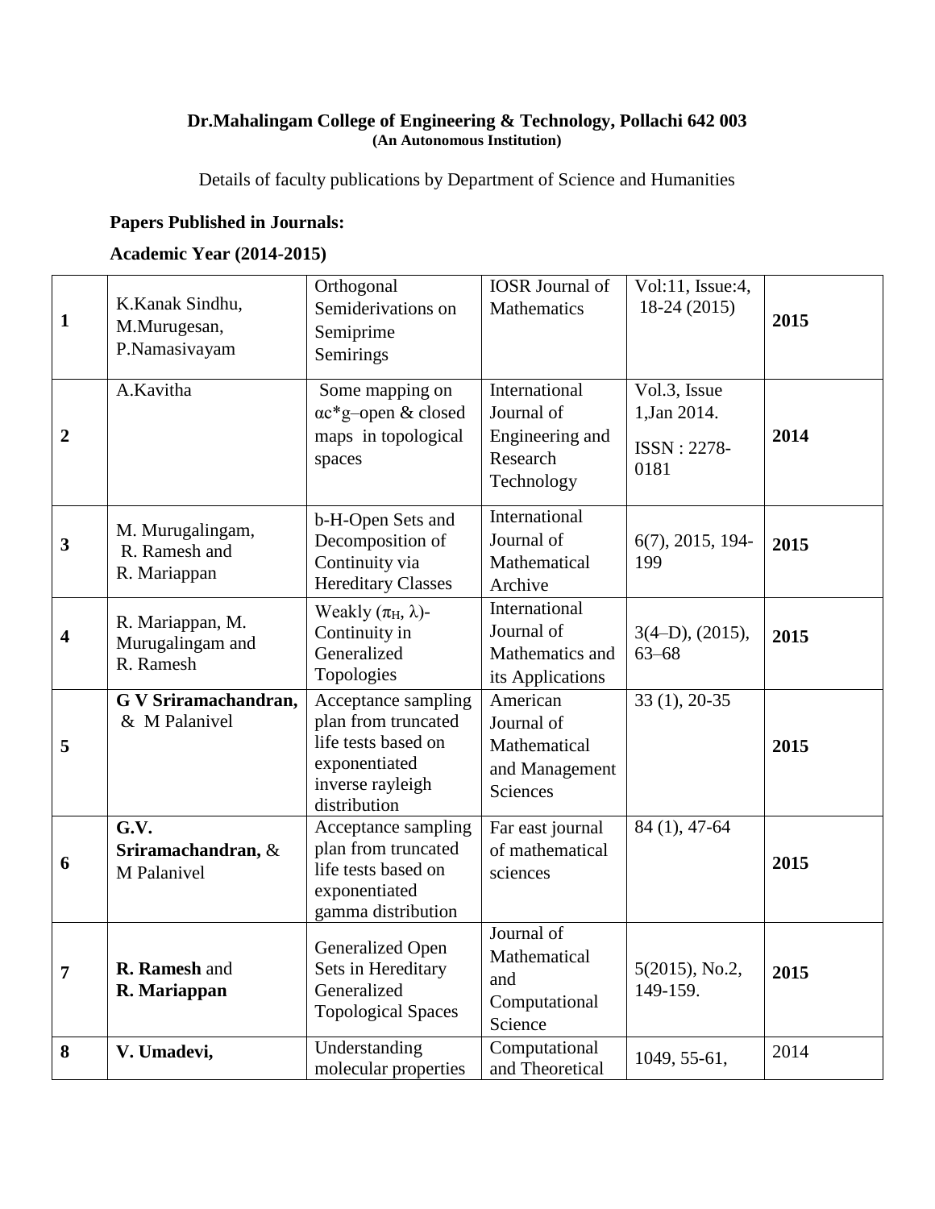**Dr.Mahalingam College of Engineering & Technology, Pollachi 642 003**
**(An Autonomous Institution)**

Details of faculty publications by Department of Science and Humanities

**Papers Published in Journals:**

**Academic Year (2014-2015)**

| | | | | | |
|---|---|---|---|---|---|
| **1** | K.Kanak Sindhu, M.Murugesan, P.Namasivayam | Orthogonal Semiderivations on Semiprime Semirings | IOSR Journal of Mathematics | Vol:11, Issue:4, 18-24 (2015) | **2015** |
| **2** | A.Kavitha | Some mapping on αc*g–open & closed maps in topological spaces | International Journal of Engineering and Research Technology | Vol.3, Issue 1,Jan 2014. ISSN : 2278-0181 | **2014** |
| **3** | M. Murugalingam, R. Ramesh and R. Mariappan | b-H-Open Sets and Decomposition of Continuity via Hereditary Classes | International Journal of Mathematical Archive | 6(7), 2015, 194-199 | **2015** |
| **4** | R. Mariappan, M. Murugalingam and R. Ramesh | Weakly ($\pi_H$, λ)-Continuity in Generalized Topologies | International Journal of Mathematics and its Applications | 3(4–D), (2015), 63–68 | **2015** |
| **5** | **G V Sriramachandran,** & M Palanivel | Acceptance sampling plan from truncated life tests based on exponentiated inverse rayleigh distribution | American Journal of Mathematical and Management Sciences | 33 (1), 20-35 | **2015** |
| **6** | **G.V. Sriramachandran,** & M Palanivel | Acceptance sampling plan from truncated life tests based on exponentiated gamma distribution | Far east journal of mathematical sciences | 84 (1), 47-64 | **2015** |
| **7** | **R. Ramesh** and **R. Mariappan** | Generalized Open Sets in Hereditary Generalized Topological Spaces | Journal of Mathematical and Computational Science | 5(2015), No.2, 149-159. | **2015** |
| **8** | **V. Umadevi,** | Understanding molecular properties | Computational and Theoretical | 1049, 55-61, | 2014 |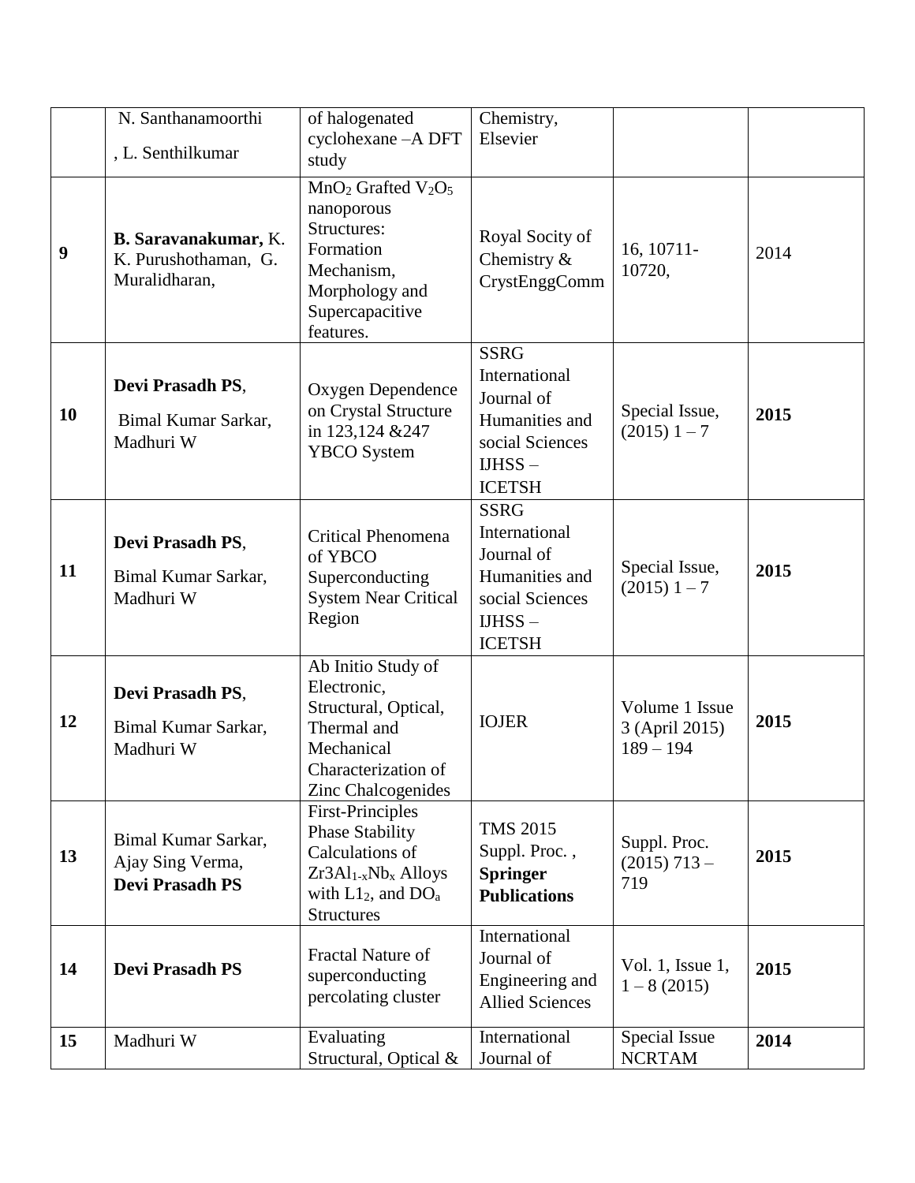| | | | | | |
|---|---|---|---|---|---|
| | N. Santhanamoorthi , L. Senthilkumar | of halogenated cyclohexane –A DFT study | Chemistry, Elsevier | | |
| **9** | **B. Saravanakumar,** K. K. Purushothaman, G. Muralidharan, | $MnO_2$ Grafted $V_2O_5$ nanoporous Structures: Formation Mechanism, Morphology and Supercapacitive features. | Royal Socity of Chemistry & CrystEnggComm | 16, 10711-10720, | 2014 |
| **10** | **Devi Prasadh PS**, Bimal Kumar Sarkar, Madhuri W | Oxygen Dependence on Crystal Structure in 123,124 &247 YBCO System | SSRG International Journal of Humanities and social Sciences IJHSS – ICETSH | Special Issue, (2015) 1 – 7 | **2015** |
| **11** | **Devi Prasadh PS**, Bimal Kumar Sarkar, Madhuri W | Critical Phenomena of YBCO Superconducting System Near Critical Region | SSRG International Journal of Humanities and social Sciences IJHSS – ICETSH | Special Issue, (2015) 1 – 7 | **2015** |
| **12** | **Devi Prasadh PS**, Bimal Kumar Sarkar, Madhuri W | Ab Initio Study of Electronic, Structural, Optical, Thermal and Mechanical Characterization of Zinc Chalcogenides | IOJER | Volume 1 Issue 3 (April 2015) 189 – 194 | **2015** |
| **13** | Bimal Kumar Sarkar, Ajay Sing Verma, **Devi Prasadh PS** | First-Principles Phase Stability Calculations of $Zr3Al_{1-x}Nb_x$ Alloys with $L1_2$, and $DO_a$ Structures | TMS 2015 Suppl. Proc. , **Springer Publications** | Suppl. Proc. (2015) 713 – 719 | **2015** |
| **14** | **Devi Prasadh PS** | Fractal Nature of superconducting percolating cluster | International Journal of Engineering and Allied Sciences | Vol. 1, Issue 1, 1 – 8 (2015) | **2015** |
| **15** | Madhuri W | Evaluating Structural, Optical & | International Journal of | Special Issue NCRTAM | **2014** |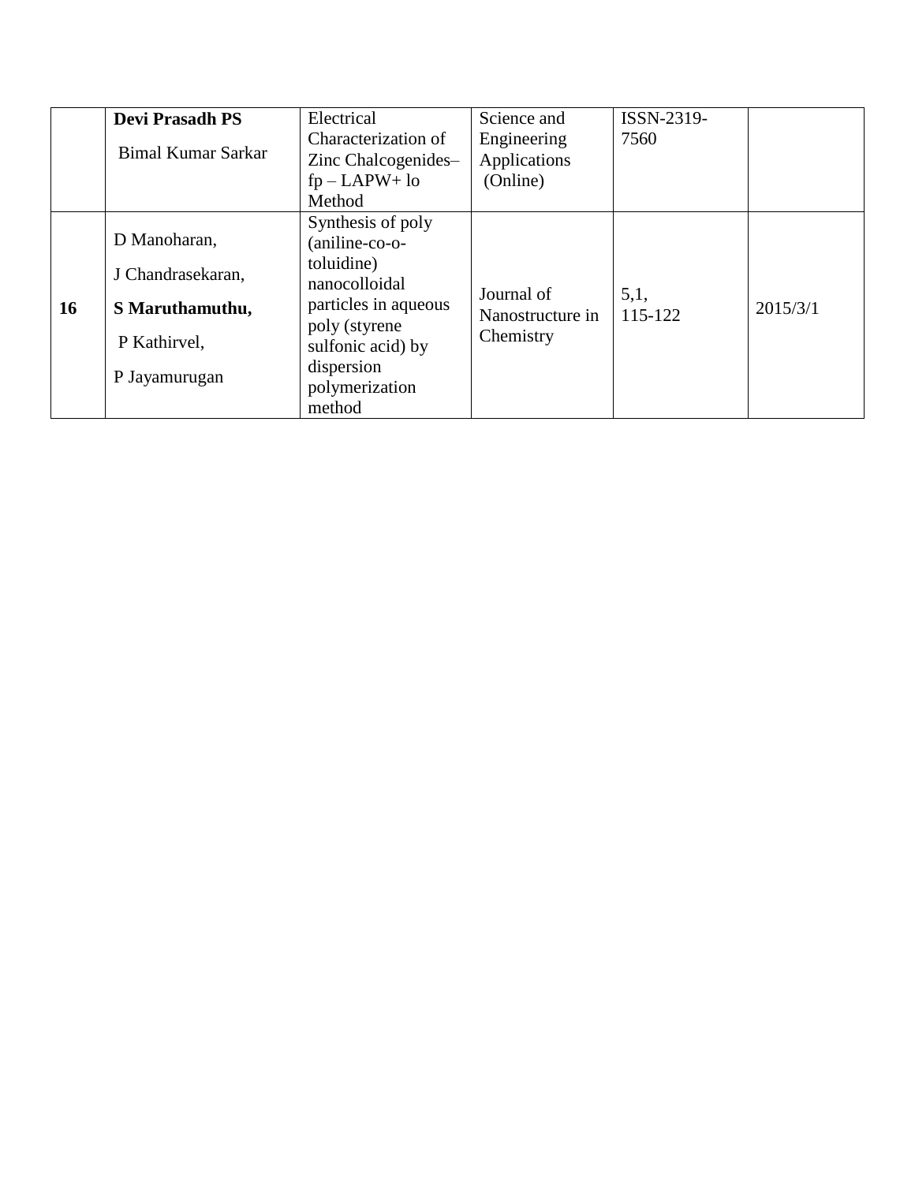| | | | | | |
|---|---|---|---|---|---|
| | **Devi Prasadh PS** Bimal Kumar Sarkar | Electrical Characterization of Zinc Chalcogenides– fp – LAPW+ lo Method | Science and Engineering Applications (Online) | ISSN-2319-7560 | |
| **16** | D Manoharan, J Chandrasekaran, **S Maruthamuthu,** P Kathirvel, P Jayamurugan | Synthesis of poly (aniline-co-o-toluidine) nanocolloidal particles in aqueous poly (styrene sulfonic acid) by dispersion polymerization method | Journal of Nanostructure in Chemistry | 5,1, 115-122 | 2015/3/1 |